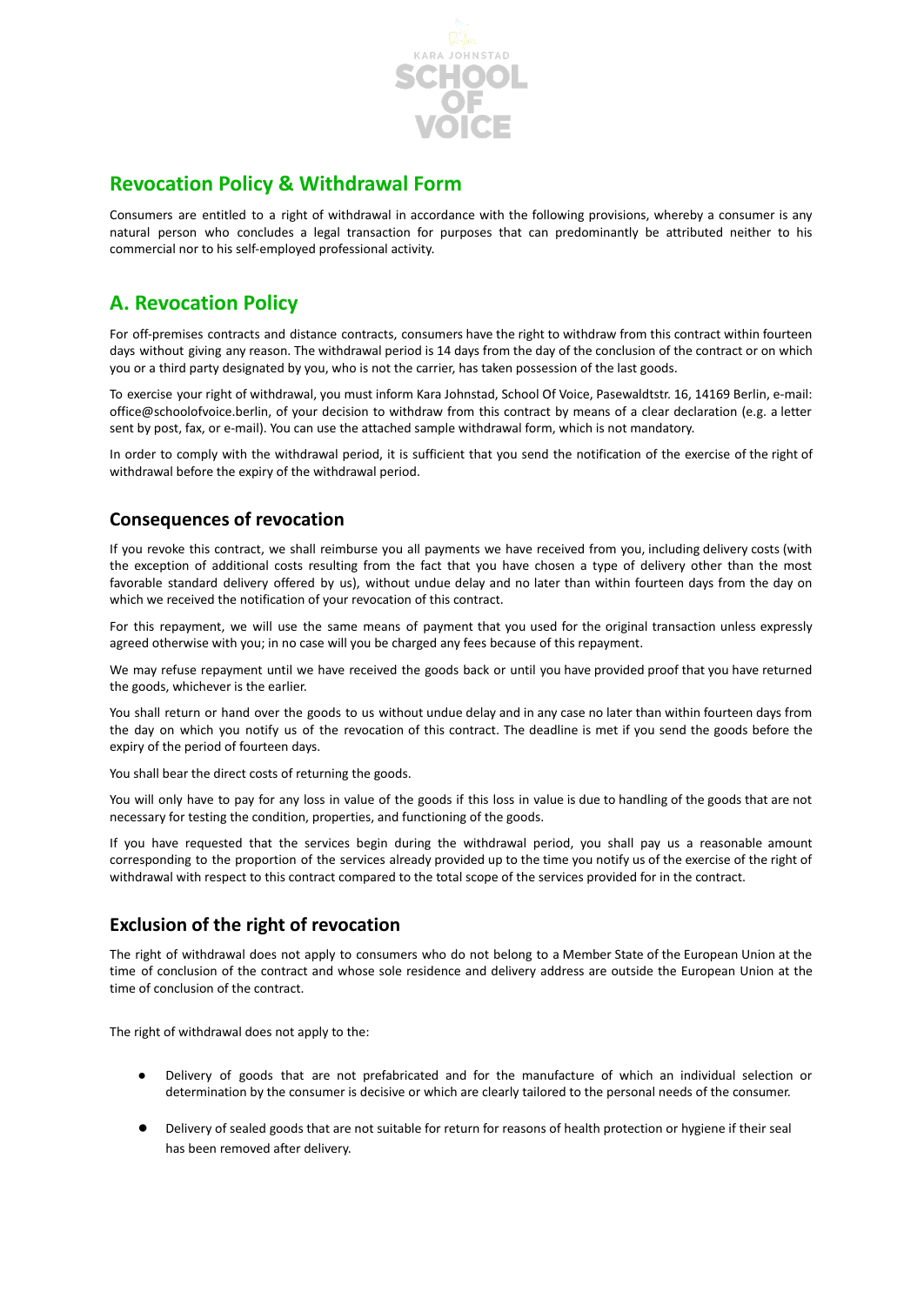KARA JOHNSTAD

SCHOOL OF VOICE

## Revocation Policy & Withdrawal Form

Consumers are entitled to a right of withdrawal in accordance with the following provisions, whereby a consumer is any natural person who concludes a legal transaction for purposes that can predominantly be attributed neither to his commercial nor to his self-employed professional activity.

## A. Revocation Policy

For off-premises contracts and distance contracts, consumers have the right to withdraw from this contract within fourteen days without giving any reason. The withdrawal period is 14 days from the day of the conclusion of the contract or on which you or a third party designated by you, who is not the carrier, has taken possession of the last goods.

To exercise your right of withdrawal, you must inform Kara Johnstad, School Of Voice, Pasewaldtstr. 16, 14169 Berlin, e-mail: office@schoolofvoice.berlin, of your decision to withdraw from this contract by means of a clear declaration (e.g. a letter sent by post, fax, or e-mail). You can use the attached sample withdrawal form, which is not mandatory.

In order to comply with the withdrawal period, it is sufficient that you send the notification of the exercise of the right of withdrawal before the expiry of the withdrawal period.

### Consequences of revocation

If you revoke this contract, we shall reimburse you all payments we have received from you, including delivery costs (with the exception of additional costs resulting from the fact that you have chosen a type of delivery other than the most favorable standard delivery offered by us), without undue delay and no later than within fourteen days from the day on which we received the notification of your revocation of this contract.

For this repayment, we will use the same means of payment that you used for the original transaction unless expressly agreed otherwise with you; in no case will you be charged any fees because of this repayment.

We may refuse repayment until we have received the goods back or until you have provided proof that you have returned the goods, whichever is the earlier.

You shall return or hand over the goods to us without undue delay and in any case no later than within fourteen days from the day on which you notify us of the revocation of this contract. The deadline is met if you send the goods before the expiry of the period of fourteen days.

You shall bear the direct costs of returning the goods.

You will only have to pay for any loss in value of the goods if this loss in value is due to handling of the goods that are not necessary for testing the condition, properties, and functioning of the goods.

If you have requested that the services begin during the withdrawal period, you shall pay us a reasonable amount corresponding to the proportion of the services already provided up to the time you notify us of the exercise of the right of withdrawal with respect to this contract compared to the total scope of the services provided for in the contract.

### Exclusion of the right of revocation

The right of withdrawal does not apply to consumers who do not belong to a Member State of the European Union at the time of conclusion of the contract and whose sole residence and delivery address are outside the European Union at the time of conclusion of the contract.

The right of withdrawal does not apply to the:

- Delivery of goods that are not prefabricated and for the manufacture of which an individual selection or determination by the consumer is decisive or which are clearly tailored to the personal needs of the consumer.
- Delivery of sealed goods that are not suitable for return for reasons of health protection or hygiene if their seal has been removed after delivery.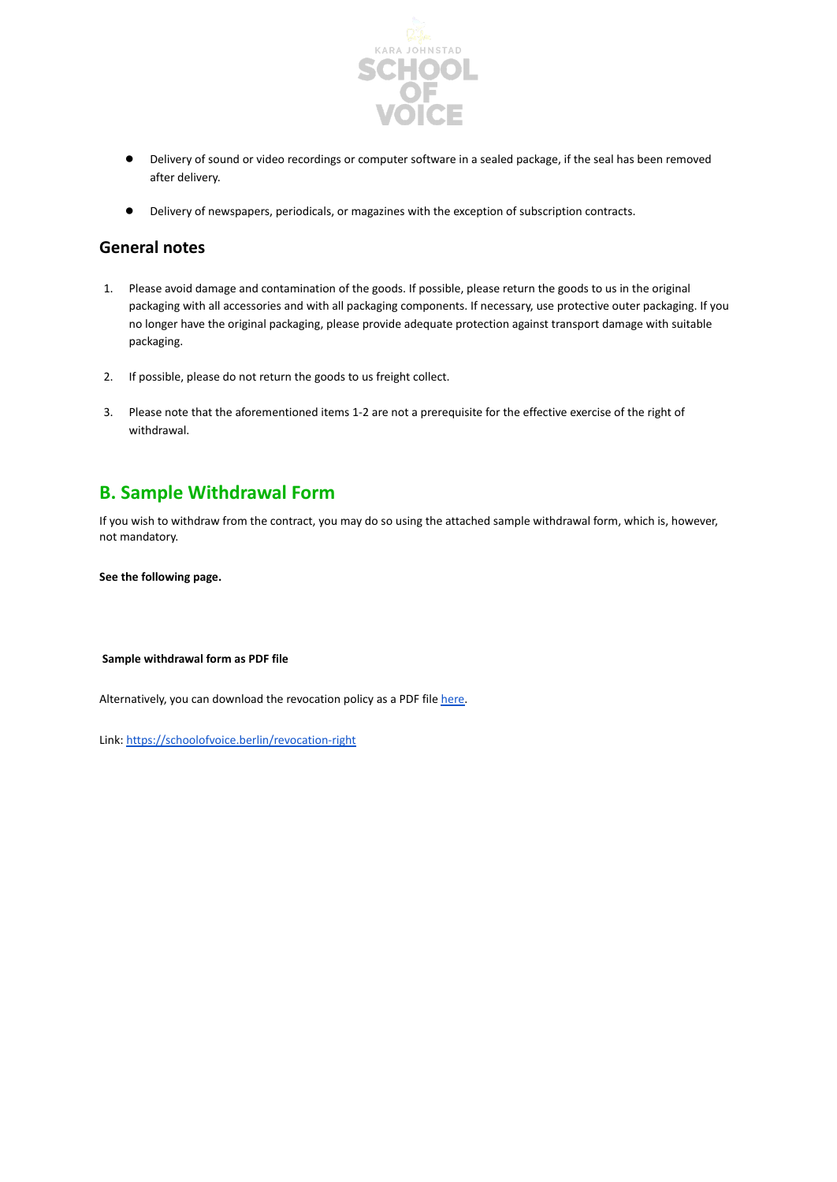- Delivery of sound or video recordings or computer software in a sealed package, if the seal has been removed after delivery.
- Delivery of newspapers, periodicals, or magazines with the exception of subscription contracts.

### General notes

1. Please avoid damage and contamination of the goods. If possible, please return the goods to us in the original packaging with all accessories and with all packaging components. If necessary, use protective outer packaging. If you no longer have the original packaging, please provide adequate protection against transport damage with suitable packaging.
2. If possible, please do not return the goods to us freight collect.
3. Please note that the aforementioned items 1-2 are not a prerequisite for the effective exercise of the right of withdrawal.

## B. Sample Withdrawal Form

If you wish to withdraw from the contract, you may do so using the attached sample withdrawal form, which is, however, not mandatory.

**See the following page.**

**Sample withdrawal form as PDF file**

Alternatively, you can download the revocation policy as a PDF file [here](https://schoolofvoice.berlin/revocation-right).

Link: https://schoolofvoice.berlin/revocation-right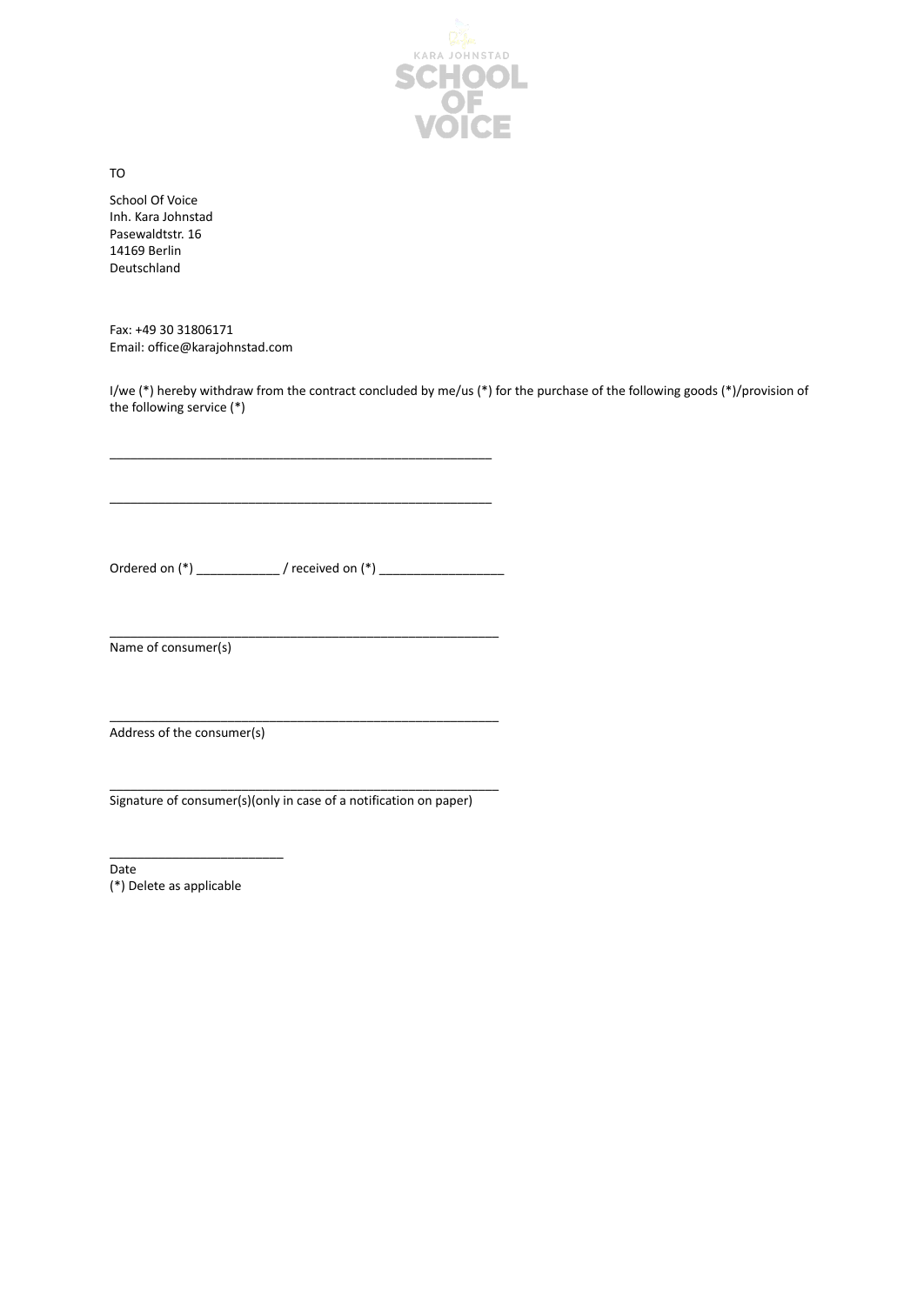TO

School Of Voice
Inh. Kara Johnstad
Pasewaldtstr. 16
14169 Berlin
Deutschland

Fax: +49 30 31806171
Email: office@karajohnstad.com

I/we (*) hereby withdraw from the contract concluded by me/us (*) for the purchase of the following goods (*)/provision of the following service (*)

_________________________________________________________

_________________________________________________________

Ordered on (*) ____________ / received on (*) __________________

_________________________________________________________
Name of consumer(s)

_________________________________________________________
Address of the consumer(s)

_________________________________________________________
Signature of consumer(s)(only in case of a notification on paper)

_________________________
Date
(*) Delete as applicable